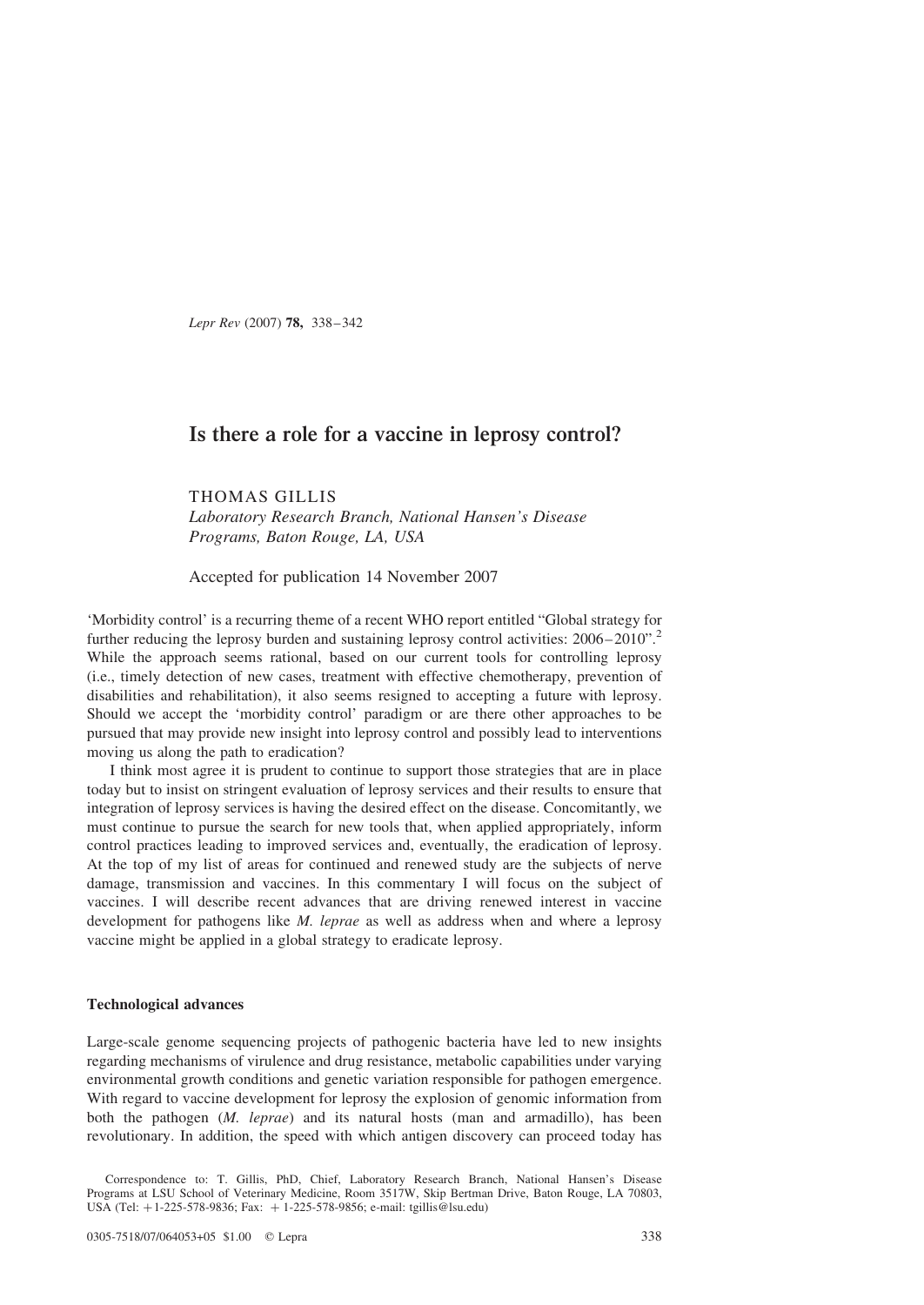# Is there a role for a vaccine in leprosy control?

THOMAS GILLIS

*Laboratory Research Branch, National Hansen's Disease Programs, Baton Rouge, LA, USA*

Accepted for publication 14 November 2007

'Morbidity control' is a recurring theme of a recent WHO report entitled "Global strategy for further reducing the leprosy burden and sustaining leprosy control activities: 2006–2010".[2] While the approach seems rational, based on our current tools for controlling leprosy (i.e., timely detection of new cases, treatment with effective chemotherapy, prevention of disabilities and rehabilitation), it also seems resigned to accepting a future with leprosy. Should we accept the 'morbidity control' paradigm or are there other approaches to be pursued that may provide new insight into leprosy control and possibly lead to interventions moving us along the path to eradication?

I think most agree it is prudent to continue to support those strategies that are in place today but to insist on stringent evaluation of leprosy services and their results to ensure that integration of leprosy services is having the desired effect on the disease. Concomitantly, we must continue to pursue the search for new tools that, when applied appropriately, inform control practices leading to improved services and, eventually, the eradication of leprosy. At the top of my list of areas for continued and renewed study are the subjects of nerve damage, transmission and vaccines. In this commentary I will focus on the subject of vaccines. I will describe recent advances that are driving renewed interest in vaccine development for pathogens like *M. leprae* as well as address when and where a leprosy vaccine might be applied in a global strategy to eradicate leprosy.

### Technological advances

Large-scale genome sequencing projects of pathogenic bacteria have led to new insights regarding mechanisms of virulence and drug resistance, metabolic capabilities under varying environmental growth conditions and genetic variation responsible for pathogen emergence. With regard to vaccine development for leprosy the explosion of genomic information from both the pathogen (*M. leprae*) and its natural hosts (man and armadillo), has been revolutionary. In addition, the speed with which antigen discovery can proceed today has

Correspondence to: T. Gillis, PhD, Chief, Laboratory Research Branch, National Hansen's Disease Programs at LSU School of Veterinary Medicine, Room 3517W, Skip Bertman Drive, Baton Rouge, LA 70803, USA (Tel: +1-225-578-9836; Fax: +1-225-578-9856; e-mail: tgillis@lsu.edu)

0305-7518/07/064053+05 $1.00 © Lepra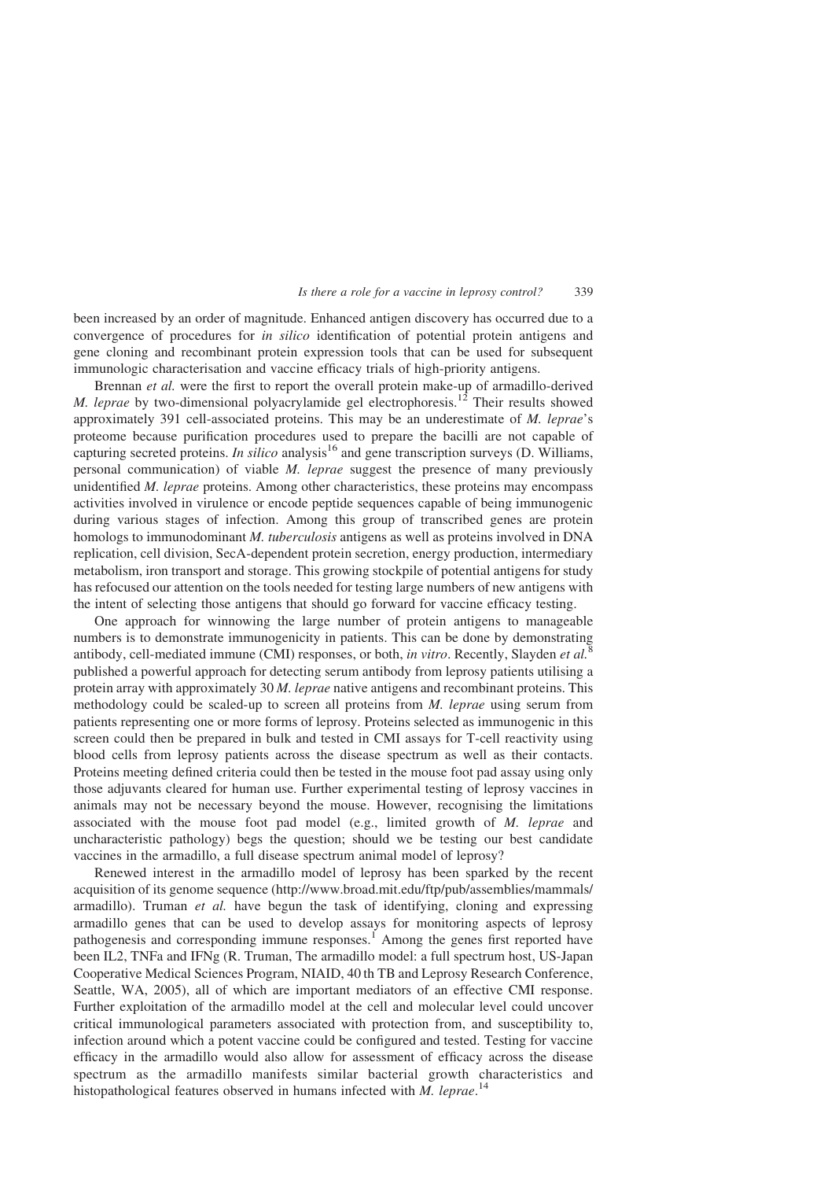been increased by an order of magnitude. Enhanced antigen discovery has occurred due to a convergence of procedures for *in silico* identification of potential protein antigens and gene cloning and recombinant protein expression tools that can be used for subsequent immunologic characterisation and vaccine efficacy trials of high-priority antigens.

Brennan *et al.* were the first to report the overall protein make-up of armadillo-derived *M. leprae* by two-dimensional polyacrylamide gel electrophoresis.[12] Their results showed approximately 391 cell-associated proteins. This may be an underestimate of *M. leprae*'s proteome because purification procedures used to prepare the bacilli are not capable of capturing secreted proteins. *In silico* analysis[16] and gene transcription surveys (D. Williams, personal communication) of viable *M. leprae* suggest the presence of many previously unidentified *M. leprae* proteins. Among other characteristics, these proteins may encompass activities involved in virulence or encode peptide sequences capable of being immunogenic during various stages of infection. Among this group of transcribed genes are protein homologs to immunodominant *M. tuberculosis* antigens as well as proteins involved in DNA replication, cell division, SecA-dependent protein secretion, energy production, intermediary metabolism, iron transport and storage. This growing stockpile of potential antigens for study has refocused our attention on the tools needed for testing large numbers of new antigens with the intent of selecting those antigens that should go forward for vaccine efficacy testing.

One approach for winnowing the large number of protein antigens to manageable numbers is to demonstrate immunogenicity in patients. This can be done by demonstrating antibody, cell-mediated immune (CMI) responses, or both, *in vitro*. Recently, Slayden *et al.*[8] published a powerful approach for detecting serum antibody from leprosy patients utilising a protein array with approximately 30 *M. leprae* native antigens and recombinant proteins. This methodology could be scaled-up to screen all proteins from *M. leprae* using serum from patients representing one or more forms of leprosy. Proteins selected as immunogenic in this screen could then be prepared in bulk and tested in CMI assays for T-cell reactivity using blood cells from leprosy patients across the disease spectrum as well as their contacts. Proteins meeting defined criteria could then be tested in the mouse foot pad assay using only those adjuvants cleared for human use. Further experimental testing of leprosy vaccines in animals may not be necessary beyond the mouse. However, recognising the limitations associated with the mouse foot pad model (e.g., limited growth of *M. leprae* and uncharacteristic pathology) begs the question; should we be testing our best candidate vaccines in the armadillo, a full disease spectrum animal model of leprosy?

Renewed interest in the armadillo model of leprosy has been sparked by the recent acquisition of its genome sequence (http://www.broad.mit.edu/ftp/pub/assemblies/mammals/armadillo). Truman *et al.* have begun the task of identifying, cloning and expressing armadillo genes that can be used to develop assays for monitoring aspects of leprosy pathogenesis and corresponding immune responses.[1] Among the genes first reported have been IL2, TNFa and IFNg (R. Truman, The armadillo model: a full spectrum host, US-Japan Cooperative Medical Sciences Program, NIAID, 40 th TB and Leprosy Research Conference, Seattle, WA, 2005), all of which are important mediators of an effective CMI response. Further exploitation of the armadillo model at the cell and molecular level could uncover critical immunological parameters associated with protection from, and susceptibility to, infection around which a potent vaccine could be configured and tested. Testing for vaccine efficacy in the armadillo would also allow for assessment of efficacy across the disease spectrum as the armadillo manifests similar bacterial growth characteristics and histopathological features observed in humans infected with *M. leprae*.[14]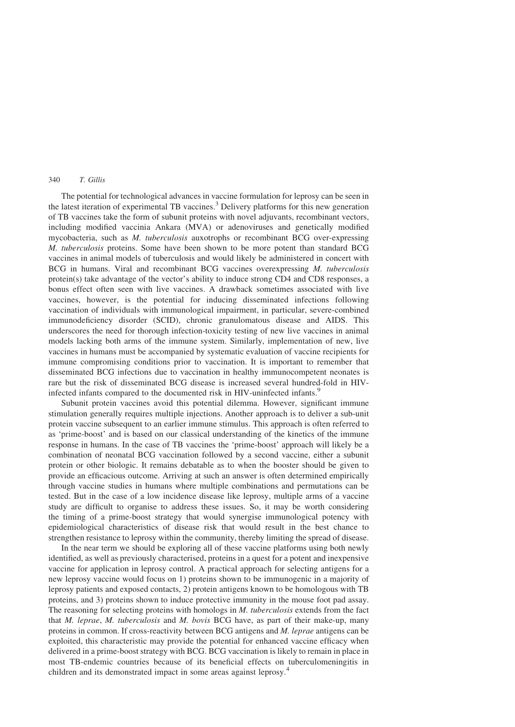The potential for technological advances in vaccine formulation for leprosy can be seen in the latest iteration of experimental TB vaccines.[3] Delivery platforms for this new generation of TB vaccines take the form of subunit proteins with novel adjuvants, recombinant vectors, including modified vaccinia Ankara (MVA) or adenoviruses and genetically modified mycobacteria, such as *M. tuberculosis* auxotrophs or recombinant BCG over-expressing *M. tuberculosis* proteins. Some have been shown to be more potent than standard BCG vaccines in animal models of tuberculosis and would likely be administered in concert with BCG in humans. Viral and recombinant BCG vaccines overexpressing *M. tuberculosis* protein(s) take advantage of the vector's ability to induce strong CD4 and CD8 responses, a bonus effect often seen with live vaccines. A drawback sometimes associated with live vaccines, however, is the potential for inducing disseminated infections following vaccination of individuals with immunological impairment, in particular, severe-combined immunodeficiency disorder (SCID), chronic granulomatous disease and AIDS. This underscores the need for thorough infection-toxicity testing of new live vaccines in animal models lacking both arms of the immune system. Similarly, implementation of new, live vaccines in humans must be accompanied by systematic evaluation of vaccine recipients for immune compromising conditions prior to vaccination. It is important to remember that disseminated BCG infections due to vaccination in healthy immunocompetent neonates is rare but the risk of disseminated BCG disease is increased several hundred-fold in HIV-infected infants compared to the documented risk in HIV-uninfected infants.[9]

Subunit protein vaccines avoid this potential dilemma. However, significant immune stimulation generally requires multiple injections. Another approach is to deliver a sub-unit protein vaccine subsequent to an earlier immune stimulus. This approach is often referred to as 'prime-boost' and is based on our classical understanding of the kinetics of the immune response in humans. In the case of TB vaccines the 'prime-boost' approach will likely be a combination of neonatal BCG vaccination followed by a second vaccine, either a subunit protein or other biologic. It remains debatable as to when the booster should be given to provide an efficacious outcome. Arriving at such an answer is often determined empirically through vaccine studies in humans where multiple combinations and permutations can be tested. But in the case of a low incidence disease like leprosy, multiple arms of a vaccine study are difficult to organise to address these issues. So, it may be worth considering the timing of a prime-boost strategy that would synergise immunological potency with epidemiological characteristics of disease risk that would result in the best chance to strengthen resistance to leprosy within the community, thereby limiting the spread of disease.

In the near term we should be exploring all of these vaccine platforms using both newly identified, as well as previously characterised, proteins in a quest for a potent and inexpensive vaccine for application in leprosy control. A practical approach for selecting antigens for a new leprosy vaccine would focus on 1) proteins shown to be immunogenic in a majority of leprosy patients and exposed contacts, 2) protein antigens known to be homologous with TB proteins, and 3) proteins shown to induce protective immunity in the mouse foot pad assay. The reasoning for selecting proteins with homologs in *M. tuberculosis* extends from the fact that *M. leprae*, *M. tuberculosis* and *M. bovis* BCG have, as part of their make-up, many proteins in common. If cross-reactivity between BCG antigens and *M. leprae* antigens can be exploited, this characteristic may provide the potential for enhanced vaccine efficacy when delivered in a prime-boost strategy with BCG. BCG vaccination is likely to remain in place in most TB-endemic countries because of its beneficial effects on tuberculomeningitis in children and its demonstrated impact in some areas against leprosy.[4]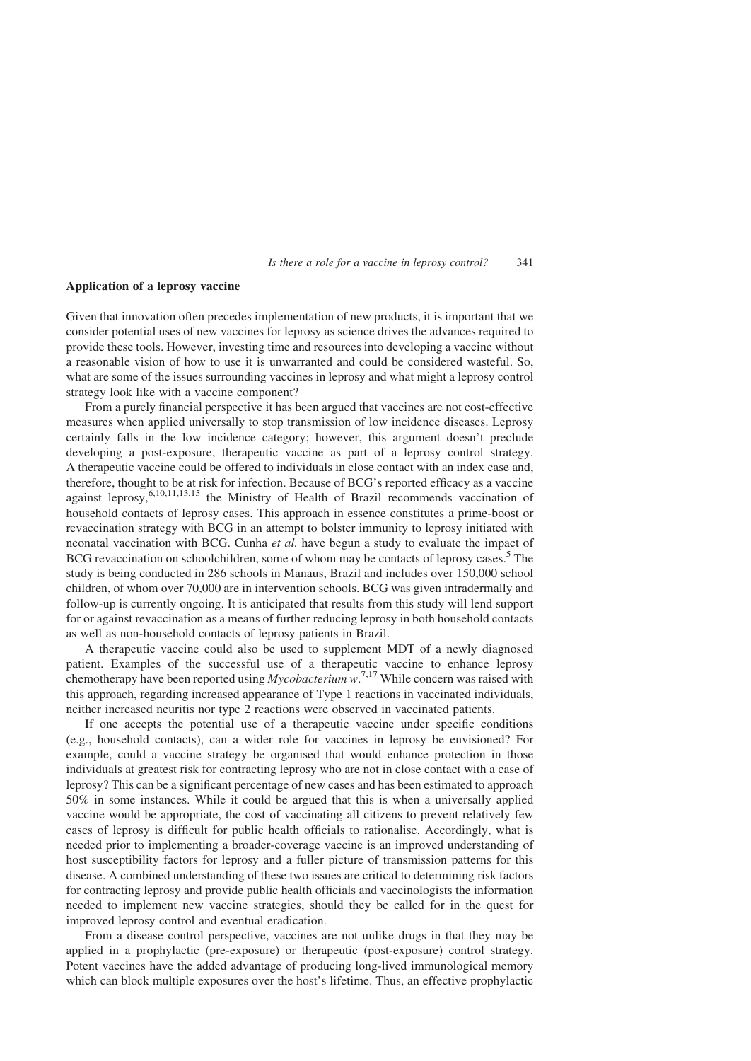## Application of a leprosy vaccine

Given that innovation often precedes implementation of new products, it is important that we consider potential uses of new vaccines for leprosy as science drives the advances required to provide these tools. However, investing time and resources into developing a vaccine without a reasonable vision of how to use it is unwarranted and could be considered wasteful. So, what are some of the issues surrounding vaccines in leprosy and what might a leprosy control strategy look like with a vaccine component?

From a purely financial perspective it has been argued that vaccines are not cost-effective measures when applied universally to stop transmission of low incidence diseases. Leprosy certainly falls in the low incidence category; however, this argument doesn't preclude developing a post-exposure, therapeutic vaccine as part of a leprosy control strategy. A therapeutic vaccine could be offered to individuals in close contact with an index case and, therefore, thought to be at risk for infection. Because of BCG's reported efficacy as a vaccine against leprosy,[6,10,11,13,15] the Ministry of Health of Brazil recommends vaccination of household contacts of leprosy cases. This approach in essence constitutes a prime-boost or revaccination strategy with BCG in an attempt to bolster immunity to leprosy initiated with neonatal vaccination with BCG. Cunha *et al.* have begun a study to evaluate the impact of BCG revaccination on schoolchildren, some of whom may be contacts of leprosy cases.[5] The study is being conducted in 286 schools in Manaus, Brazil and includes over 150,000 school children, of whom over 70,000 are in intervention schools. BCG was given intradermally and follow-up is currently ongoing. It is anticipated that results from this study will lend support for or against revaccination as a means of further reducing leprosy in both household contacts as well as non-household contacts of leprosy patients in Brazil.

A therapeutic vaccine could also be used to supplement MDT of a newly diagnosed patient. Examples of the successful use of a therapeutic vaccine to enhance leprosy chemotherapy have been reported using *Mycobacterium w*.[7,17] While concern was raised with this approach, regarding increased appearance of Type 1 reactions in vaccinated individuals, neither increased neuritis nor type 2 reactions were observed in vaccinated patients.

If one accepts the potential use of a therapeutic vaccine under specific conditions (e.g., household contacts), can a wider role for vaccines in leprosy be envisioned? For example, could a vaccine strategy be organised that would enhance protection in those individuals at greatest risk for contracting leprosy who are not in close contact with a case of leprosy? This can be a significant percentage of new cases and has been estimated to approach 50% in some instances. While it could be argued that this is when a universally applied vaccine would be appropriate, the cost of vaccinating all citizens to prevent relatively few cases of leprosy is difficult for public health officials to rationalise. Accordingly, what is needed prior to implementing a broader-coverage vaccine is an improved understanding of host susceptibility factors for leprosy and a fuller picture of transmission patterns for this disease. A combined understanding of these two issues are critical to determining risk factors for contracting leprosy and provide public health officials and vaccinologists the information needed to implement new vaccine strategies, should they be called for in the quest for improved leprosy control and eventual eradication.

From a disease control perspective, vaccines are not unlike drugs in that they may be applied in a prophylactic (pre-exposure) or therapeutic (post-exposure) control strategy. Potent vaccines have the added advantage of producing long-lived immunological memory which can block multiple exposures over the host's lifetime. Thus, an effective prophylactic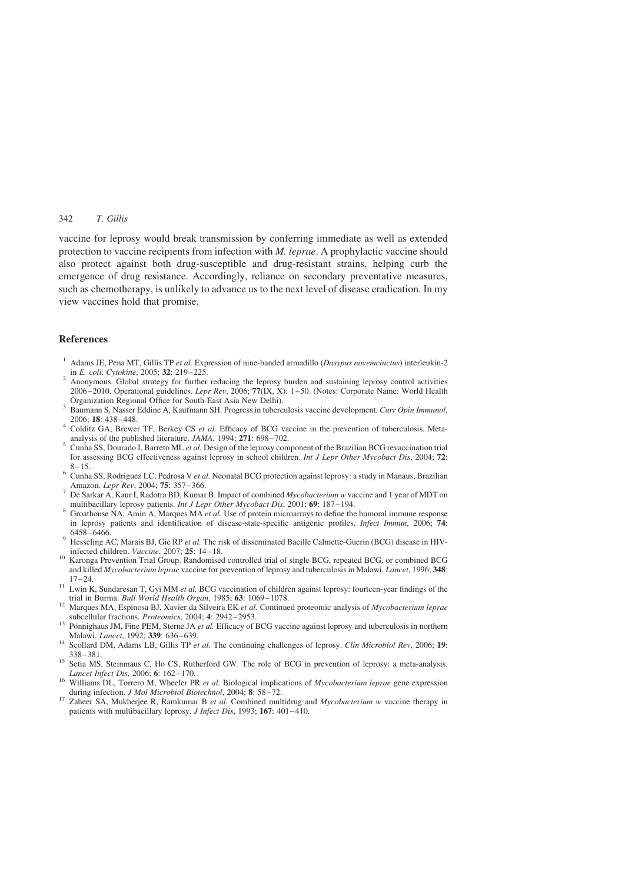vaccine for leprosy would break transmission by conferring immediate as well as extended protection to vaccine recipients from infection with *M. leprae*. A prophylactic vaccine should also protect against both drug-susceptible and drug-resistant strains, helping curb the emergence of drug resistance. Accordingly, reliance on secondary preventative measures, such as chemotherapy, is unlikely to advance us to the next level of disease eradication. In my view vaccines hold that promise.

## References

1. Adams JE, Pena MT, Gillis TP *et al.* Expression of nine-banded armadillo (*Dasypus novemcinctus*) interleukin-2 in *E. coli*. *Cytokine*, 2005; **32**: 219–225.
2. Anonymous. Global strategy for further reducing the leprosy burden and sustaining leprosy control activities 2006–2010. Operational guidelines. *Lepr Rev*, 2006; **77**(IX, X): 1–50. (Notes: Corporate Name: World Health Organization Regional Office for South-East Asia New Delhi).
3. Baumann S, Nasser Eddine A, Kaufmann SH. Progress in tuberculosis vaccine development. *Curr Opin Immunol*, 2006; **18**: 438–448.
4. Colditz GA, Brewer TF, Berkey CS *et al.* Efficacy of BCG vaccine in the prevention of tuberculosis. Meta-analysis of the published literature. *JAMA*, 1994; **271**: 698–702.
5. Cunha SS, Dourado I, Barreto ML *et al.* Design of the leprosy component of the Brazilian BCG revaccination trial for assessing BCG effectiveness against leprosy in school children. *Int J Lepr Other Mycobact Dis*, 2004; **72**: 8–15.
6. Cunha SS, Rodriguez LC, Pedrosa V *et al.* Neonatal BCG protection against leprosy: a study in Manaus, Brazilian Amazon. *Lepr Rev*, 2004; **75**: 357–366.
7. De Sarkar A, Kaur I, Radotra BD, Kumar B. Impact of combined *Mycobacterium w* vaccine and 1 year of MDT on multibacillary leprosy patients. *Int J Lepr Other Mycobact Dis*, 2001; **69**: 187–194.
8. Groathouse NA, Amin A, Marques MA *et al.* Use of protein microarrays to define the humoral immune response in leprosy patients and identification of disease-state-specific antigenic profiles. *Infect Immun*, 2006; **74**: 6458–6466.
9. Hesseling AC, Marais BJ, Gie RP *et al.* The risk of disseminated Bacille Calmette-Guerin (BCG) disease in HIV-infected children. *Vaccine*, 2007; **25**: 14–18.
10. Karonga Prevention Trial Group. Randomised controlled trial of single BCG, repeated BCG, or combined BCG and killed *Mycobacterium leprae* vaccine for prevention of leprosy and tuberculosis in Malawi. *Lancet*, 1996; **348**: 17–24.
11. Lwin K, Sundaresan T, Gyi MM *et al.* BCG vaccination of children against leprosy: fourteen-year findings of the trial in Burma. *Bull World Health Organ*, 1985; **63**: 1069–1078.
12. Marques MA, Espinosa BJ, Xavier da Silveira EK *et al.* Continued proteomic analysis of *Mycobacterium leprae* subcellular fractions. *Proteomics*, 2004; **4**: 2942–2953.
13. Pönnighaus JM, Fine PEM, Sterne JA *et al.* Efficacy of BCG vaccine against leprosy and tuberculosis in northern Malawi. *Lancet*, 1992; **339**: 636–639.
14. Scollard DM, Adams LB, Gillis TP *et al.* The continuing challenges of leprosy. *Clin Microbiol Rev*, 2006; **19**: 338–381.
15. Setia MS, Steinmaus C, Ho CS, Rutherford GW. The role of BCG in prevention of leprosy: a meta-analysis. *Lancet Infect Dis*, 2006; **6**: 162–170.
16. Williams DL, Torrero M, Wheeler PR *et al.* Biological implications of *Mycobacterium leprae* gene expression during infection. *J Mol Microbiol Biotechnol*, 2004; **8**: 58–72.
17. Zaheer SA, Mukherjee R, Ramkumar B *et al.* Combined multidrug and *Mycobacterium w* vaccine therapy in patients with multibacillary leprosy. *J Infect Dis*, 1993; **167**: 401–410.